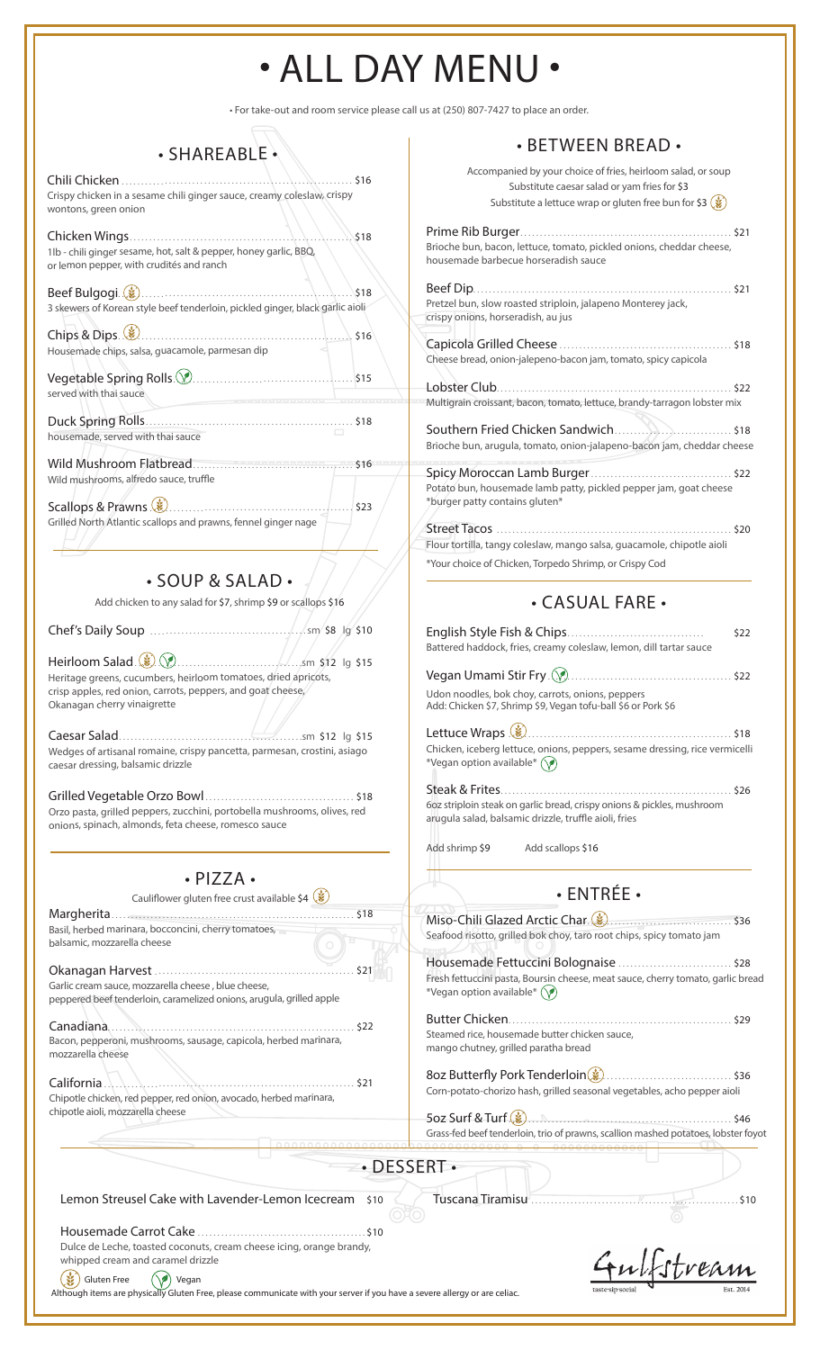# • ALL DAY MENU •

• For take-out and room service please call us at (250) 807-7427 to place an order.

## • SHAREABLE •

**Chili Chicken** ........ $16
Crispy chicken in a sesame chili ginger sauce, creamy coleslaw, crispy wontons, green onion

**Chicken Wings** ........ $18
1lb - chili ginger sesame, hot, salt & pepper, honey garlic, BBQ, or lemon pepper, with crudités and ranch

**Beef Bulgogi** (Gluten Free) ........ $18
3 skewers of Korean style beef tenderloin, pickled ginger, black garlic aioli

**Chips & Dips** (Gluten Free) ........ $16
Housemade chips, salsa, guacamole, parmesan dip

**Vegetable Spring Rolls** (Vegan) ........ $15
served with thai sauce

**Duck Spring Rolls** ........ $18
housemade, served with thai sauce

**Wild Mushroom Flatbread** ........ $16
Wild mushrooms, alfredo sauce, truffle

**Scallops & Prawns** (Gluten Free) ........ $23
Grilled North Atlantic scallops and prawns, fennel ginger nage

## • SOUP & SALAD •

Add chicken to any salad for $7, shrimp $9 or scallops $16

**Chef's Daily Soup** ........ sm $8 lg $10

**Heirloom Salad** (Gluten Free) (Vegan) ........ sm $12 lg $15
Heritage greens, cucumbers, heirloom tomatoes, dried apricots, crisp apples, red onion, carrots, peppers, and goat cheese, Okanagan cherry vinaigrette

**Caesar Salad** ........ sm $12 lg $15
Wedges of artisanal romaine, crispy pancetta, parmesan, crostini, asiago caesar dressing, balsamic drizzle

**Grilled Vegetable Orzo Bowl** ........ $18
Orzo pasta, grilled peppers, zucchini, portobella mushrooms, olives, red onions, spinach, almonds, feta cheese, romesco sauce

## • PIZZA •

Cauliflower gluten free crust available $4 (Gluten Free)

**Margherita** ........ $18
Basil, herbed marinara, bocconcini, cherry tomatoes, balsamic, mozzarella cheese

**Okanagan Harvest** ........ $21
Garlic cream sauce, mozzarella cheese , blue cheese, peppered beef tenderloin, caramelized onions, arugula, grilled apple

**Canadiana** ........ $22
Bacon, pepperoni, mushrooms, sausage, capicola, herbed marinara, mozzarella cheese

**California** ........ $21
Chipotle chicken, red pepper, red onion, avocado, herbed marinara, chipotle aioli, mozzarella cheese

## • BETWEEN BREAD •

Accompanied by your choice of fries, heirloom salad, or soup
Substitute caesar salad or yam fries for $3
Substitute a lettuce wrap or gluten free bun for $3 (Gluten Free)

**Prime Rib Burger** ........ $21
Brioche bun, bacon, lettuce, tomato, pickled onions, cheddar cheese, housemade barbecue horseradish sauce

**Beef Dip** ........ $21
Pretzel bun, slow roasted striploin, jalapeno Monterey jack, crispy onions, horseradish, au jus

**Capicola Grilled Cheese** ........ $18
Cheese bread, onion-jalepeno-bacon jam, tomato, spicy capicola

**Lobster Club** ........ $22
Multigrain croissant, bacon, tomato, lettuce, brandy-tarragon lobster mix

**Southern Fried Chicken Sandwich** ........ $18
Brioche bun, arugula, tomato, onion-jalapeno-bacon jam, cheddar cheese

**Spicy Moroccan Lamb Burger** ........ $22
Potato bun, housemade lamb patty, pickled pepper jam, goat cheese
*burger patty contains gluten*

**Street Tacos** ........ $20
Flour tortilla, tangy coleslaw, mango salsa, guacamole, chipotle aioli
*Your choice of Chicken, Torpedo Shrimp, or Crispy Cod

## • CASUAL FARE •

**English Style Fish & Chips** ........ $22
Battered haddock, fries, creamy coleslaw, lemon, dill tartar sauce

**Vegan Umami Stir Fry** (Vegan) ........ $22
Udon noodles, bok choy, carrots, onions, peppers
Add: Chicken $7, Shrimp $9, Vegan tofu-ball $6 or Pork $6

**Lettuce Wraps** (Gluten Free) ........ $18
Chicken, iceberg lettuce, onions, peppers, sesame dressing, rice vermicelli
*Vegan option available* (Vegan)

**Steak & Frites** ........ $26
6oz striploin steak on garlic bread, crispy onions & pickles, mushroom arugula salad, balsamic drizzle, truffle aioli, fries

Add shrimp $9 Add scallops $16

## • ENTRÉE •

**Miso-Chili Glazed Arctic Char** (Gluten Free) ........ $36
Seafood risotto, grilled bok choy, taro root chips, spicy tomato jam

**Housemade Fettuccini Bolognaise** ........ $28
Fresh fettuccini pasta, Boursin cheese, meat sauce, cherry tomato, garlic bread
*Vegan option available* (Vegan)

**Butter Chicken** ........ $29
Steamed rice, housemade butter chicken sauce, mango chutney, grilled paratha bread

**8oz Butterfly Pork Tenderloin** (Gluten Free) ........ $36
Corn-potato-chorizo hash, grilled seasonal vegetables, acho pepper aioli

**5oz Surf & Turf** (Gluten Free) ........ $46
Grass-fed beef tenderloin, trio of prawns, scallion mashed potatoes, lobster foyot

## • DESSERT •

**Lemon Streusel Cake with Lavender-Lemon Icecream** $10

**Housemade Carrot Cake** ........ $10
Dulce de Leche, toasted coconuts, cream cheese icing, orange brandy, whipped cream and caramel drizzle

**Tuscana Tiramisu** ........ $10

(Gluten Free) Gluten Free (Vegan) Vegan

Although items are physically Gluten Free, please communicate with your server if you have a severe allergy or are celiac.

Gulfstream
taste·sip·social Est. 2014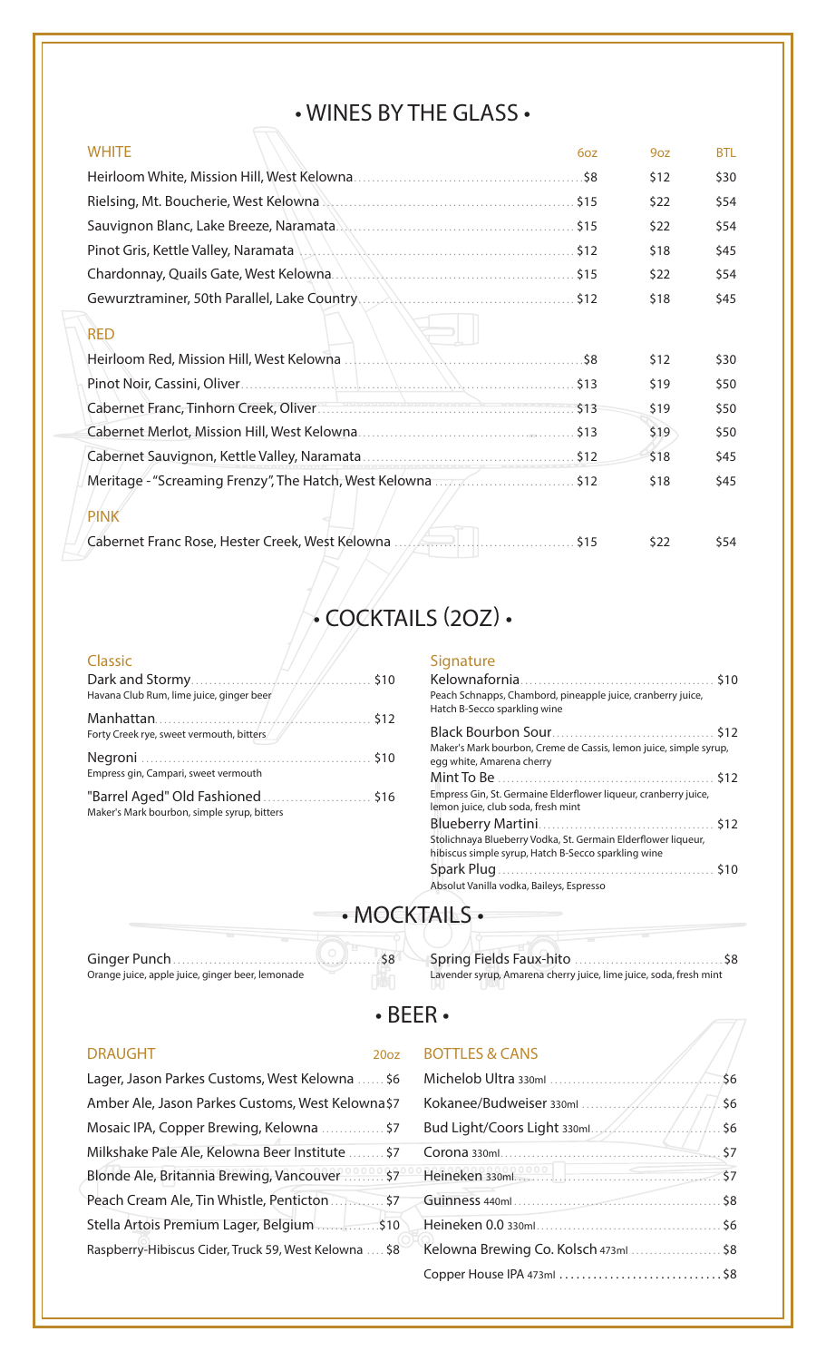# • WINES BY THE GLASS •

| WHITE | 6oz | 9oz | BTL |
|---|---|---|---|
| Heirloom White, Mission Hill, West Kelowna | $8 | $12 | $30 |
| Rielsing, Mt. Boucherie, West Kelowna | $15 | $22 | $54 |
| Sauvignon Blanc, Lake Breeze, Naramata | $15 | $22 | $54 |
| Pinot Gris, Kettle Valley, Naramata | $12 | $18 | $45 |
| Chardonnay, Quails Gate, West Kelowna | $15 | $22 | $54 |
| Gewurztraminer, 50th Parallel, Lake Country | $12 | $18 | $45 |

| RED | 6oz | 9oz | BTL |
|---|---|---|---|
| Heirloom Red, Mission Hill, West Kelowna | $8 | $12 | $30 |
| Pinot Noir, Cassini, Oliver | $13 | $19 | $50 |
| Cabernet Franc, Tinhorn Creek, Oliver | $13 | $19 | $50 |
| Cabernet Merlot, Mission Hill, West Kelowna | $13 | $19 | $50 |
| Cabernet Sauvignon, Kettle Valley, Naramata | $12 | $18 | $45 |
| Meritage - "Screaming Frenzy", The Hatch, West Kelowna | $12 | $18 | $45 |

| PINK | 6oz | 9oz | BTL |
|---|---|---|---|
| Cabernet Franc Rose, Hester Creek, West Kelowna | $15 | $22 | $54 |

# • COCKTAILS (2OZ) •

## Classic

**Dark and Stormy** ... $10
Havana Club Rum, lime juice, ginger beer

**Manhattan** ... $12
Forty Creek rye, sweet vermouth, bitters

**Negroni** ... $10
Empress gin, Campari, sweet vermouth

**"Barrel Aged" Old Fashioned** ... $16
Maker's Mark bourbon, simple syrup, bitters

## Signature

**Kelownafornia** ... $10
Peach Schnapps, Chambord, pineapple juice, cranberry juice, Hatch B-Secco sparkling wine

**Black Bourbon Sour** ... $12
Maker's Mark bourbon, Creme de Cassis, lemon juice, simple syrup, egg white, Amarena cherry

**Mint To Be** ... $12
Empress Gin, St. Germaine Elderflower liqueur, cranberry juice, lemon juice, club soda, fresh mint

**Blueberry Martini** ... $12
Stolichnaya Blueberry Vodka, St. Germain Elderflower liqueur, hibiscus simple syrup, Hatch B-Secco sparkling wine

**Spark Plug** ... $10
Absolut Vanilla vodka, Baileys, Espresso

# • MOCKTAILS •

**Ginger Punch** ... $8
Orange juice, apple juice, ginger beer, lemonade

**Spring Fields Faux-hito** ... $8
Lavender syrup, Amarena cherry juice, lime juice, soda, fresh mint

# • BEER •

| DRAUGHT | 20oz |
|---|---|
| Lager, Jason Parkes Customs, West Kelowna | $6 |
| Amber Ale, Jason Parkes Customs, West Kelowna | $7 |
| Mosaic IPA, Copper Brewing, Kelowna | $7 |
| Milkshake Pale Ale, Kelowna Beer Institute | $7 |
| Blonde Ale, Britannia Brewing, Vancouver | $7 |
| Peach Cream Ale, Tin Whistle, Penticton | $7 |
| Stella Artois Premium Lager, Belgium | $10 |
| Raspberry-Hibiscus Cider, Truck 59, West Kelowna | $8 |

| BOTTLES & CANS | |
|---|---|
| Michelob Ultra 330ml | $6 |
| Kokanee/Budweiser 330ml | $6 |
| Bud Light/Coors Light 330ml | $6 |
| Corona 330ml | $7 |
| Heineken 330ml | $7 |
| Guinness 440ml | $8 |
| Heineken 0.0 330ml | $6 |
| Kelowna Brewing Co. Kolsch 473ml | $8 |
| Copper House IPA 473ml | $8 |